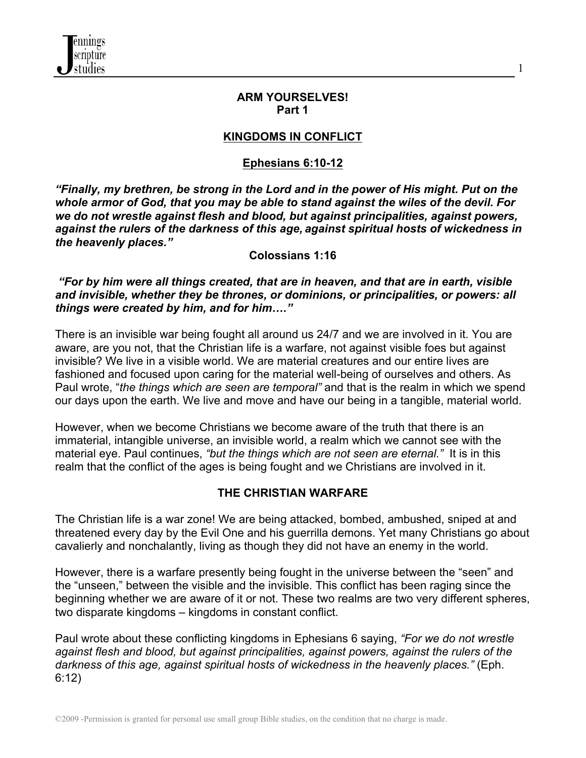# ARM YOURSELVES!
## Part 1

## KINGDOMS IN CONFLICT

### Ephesians 6:10-12

***"Finally, my brethren, be strong in the Lord and in the power of His might. Put on the whole armor of God, that you may be able to stand against the wiles of the devil. For we do not wrestle against flesh and blood, but against principalities, against powers, against the rulers of the darkness of this age, against spiritual hosts of wickedness in the heavenly places."***

**Colossians 1:16**

***"For by him were all things created, that are in heaven, and that are in earth, visible and invisible, whether they be thrones, or dominions, or principalities, or powers: all things were created by him, and for him…."***

There is an invisible war being fought all around us 24/7 and we are involved in it. You are aware, are you not, that the Christian life is a warfare, not against visible foes but against invisible? We live in a visible world. We are material creatures and our entire lives are fashioned and focused upon caring for the material well-being of ourselves and others. As Paul wrote, "*the things which are seen are temporal"* and that is the realm in which we spend our days upon the earth. We live and move and have our being in a tangible, material world.

However, when we become Christians we become aware of the truth that there is an immaterial, intangible universe, an invisible world, a realm which we cannot see with the material eye. Paul continues, *"but the things which are not seen are eternal."* It is in this realm that the conflict of the ages is being fought and we Christians are involved in it.

### THE CHRISTIAN WARFARE

The Christian life is a war zone! We are being attacked, bombed, ambushed, sniped at and threatened every day by the Evil One and his guerrilla demons. Yet many Christians go about cavalierly and nonchalantly, living as though they did not have an enemy in the world.

However, there is a warfare presently being fought in the universe between the "seen" and the "unseen," between the visible and the invisible. This conflict has been raging since the beginning whether we are aware of it or not. These two realms are two very different spheres, two disparate kingdoms – kingdoms in constant conflict.

Paul wrote about these conflicting kingdoms in Ephesians 6 saying, *"For we do not wrestle against flesh and blood, but against principalities, against powers, against the rulers of the darkness of this age, against spiritual hosts of wickedness in the heavenly places."* (Eph. 6:12)

©2009 -Permission is granted for personal use small group Bible studies, on the condition that no charge is made.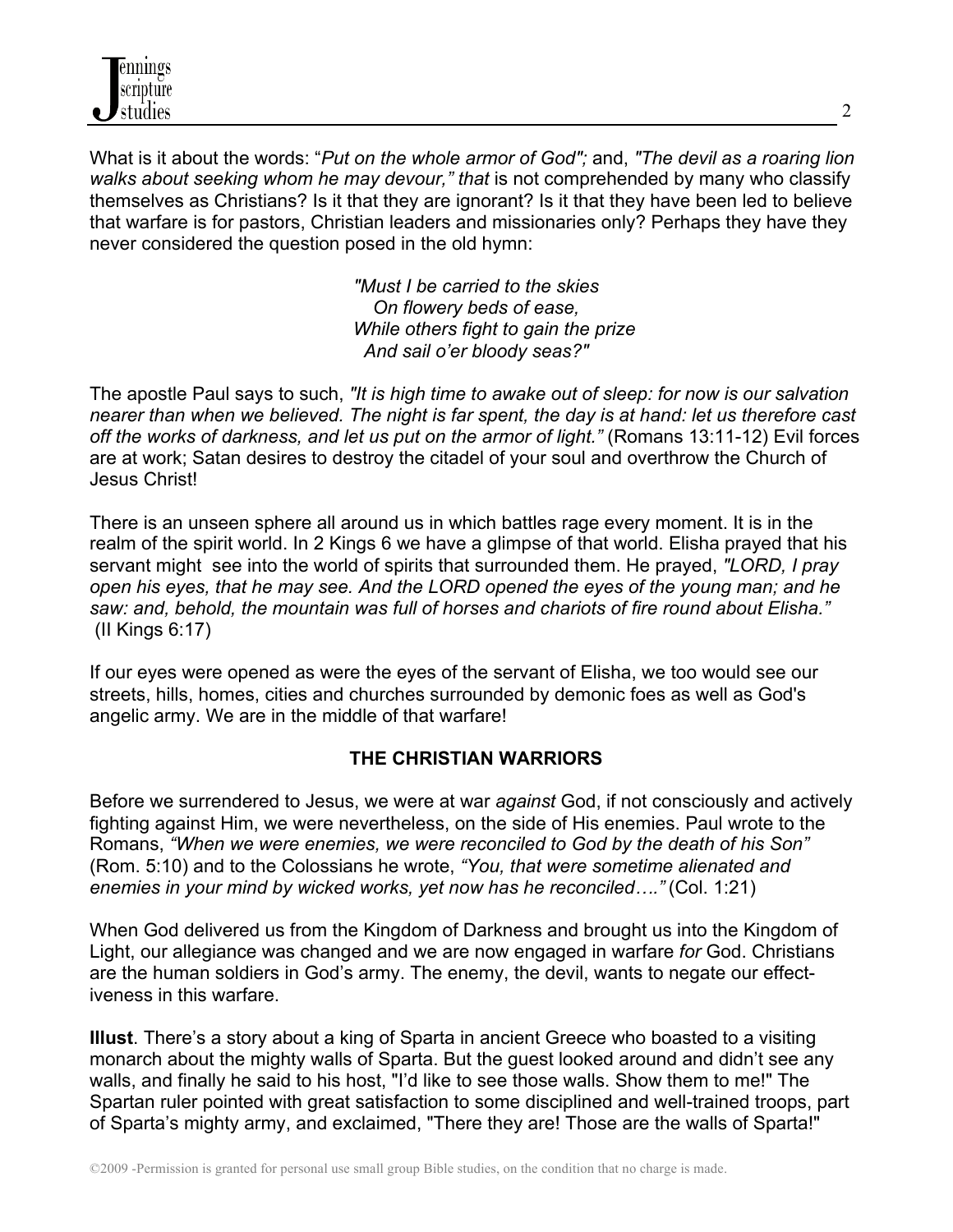What is it about the words: "*Put on the whole armor of God";* and, *"The devil as a roaring lion walks about seeking whom he may devour," that* is not comprehended by many who classify themselves as Christians? Is it that they are ignorant? Is it that they have been led to believe that warfare is for pastors, Christian leaders and missionaries only? Perhaps they have they never considered the question posed in the old hymn:

> *"Must I be carried to the skies*
> *On flowery beds of ease,*
> *While others fight to gain the prize*
> *And sail o'er bloody seas?"*

The apostle Paul says to such, *"It is high time to awake out of sleep: for now is our salvation nearer than when we believed. The night is far spent, the day is at hand: let us therefore cast off the works of darkness, and let us put on the armor of light."* (Romans 13:11-12) Evil forces are at work; Satan desires to destroy the citadel of your soul and overthrow the Church of Jesus Christ!

There is an unseen sphere all around us in which battles rage every moment. It is in the realm of the spirit world. In 2 Kings 6 we have a glimpse of that world. Elisha prayed that his servant might see into the world of spirits that surrounded them. He prayed, *"LORD, I pray open his eyes, that he may see. And the LORD opened the eyes of the young man; and he saw: and, behold, the mountain was full of horses and chariots of fire round about Elisha."* (II Kings 6:17)

If our eyes were opened as were the eyes of the servant of Elisha, we too would see our streets, hills, homes, cities and churches surrounded by demonic foes as well as God's angelic army. We are in the middle of that warfare!

## THE CHRISTIAN WARRIORS

Before we surrendered to Jesus, we were at war *against* God, if not consciously and actively fighting against Him, we were nevertheless, on the side of His enemies. Paul wrote to the Romans, *"When we were enemies, we were reconciled to God by the death of his Son"* (Rom. 5:10) and to the Colossians he wrote, *"You, that were sometime alienated and enemies in your mind by wicked works, yet now has he reconciled…."* (Col. 1:21)

When God delivered us from the Kingdom of Darkness and brought us into the Kingdom of Light, our allegiance was changed and we are now engaged in warfare *for* God. Christians are the human soldiers in God's army. The enemy, the devil, wants to negate our effectiveness in this warfare.

**Illust**. There's a story about a king of Sparta in ancient Greece who boasted to a visiting monarch about the mighty walls of Sparta. But the guest looked around and didn't see any walls, and finally he said to his host, "I'd like to see those walls. Show them to me!" The Spartan ruler pointed with great satisfaction to some disciplined and well-trained troops, part of Sparta's mighty army, and exclaimed, "There they are! Those are the walls of Sparta!"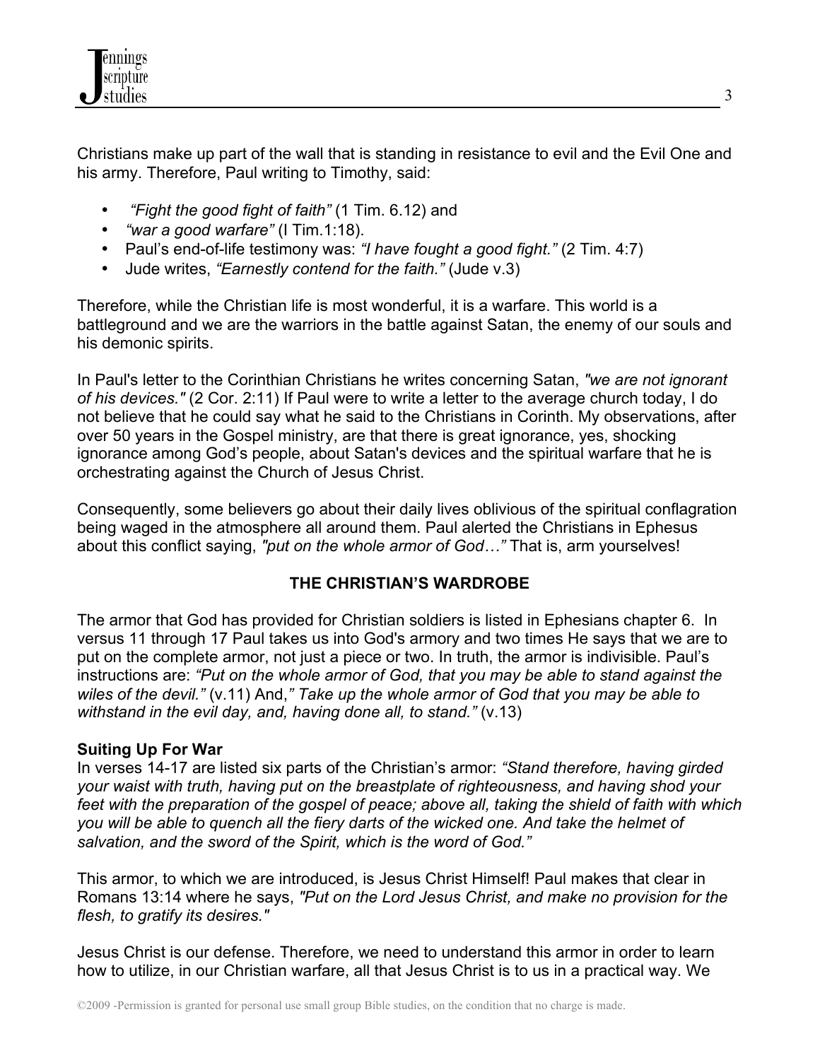Christians make up part of the wall that is standing in resistance to evil and the Evil One and his army. Therefore, Paul writing to Timothy, said:

- *"Fight the good fight of faith"* (1 Tim. 6.12) and
- *"war a good warfare"* (I Tim.1:18).
- Paul's end-of-life testimony was: *"I have fought a good fight."* (2 Tim. 4:7)
- Jude writes, *"Earnestly contend for the faith."* (Jude v.3)

Therefore, while the Christian life is most wonderful, it is a warfare. This world is a battleground and we are the warriors in the battle against Satan, the enemy of our souls and his demonic spirits.

In Paul's letter to the Corinthian Christians he writes concerning Satan, *"we are not ignorant of his devices."* (2 Cor. 2:11) If Paul were to write a letter to the average church today, I do not believe that he could say what he said to the Christians in Corinth. My observations, after over 50 years in the Gospel ministry, are that there is great ignorance, yes, shocking ignorance among God's people, about Satan's devices and the spiritual warfare that he is orchestrating against the Church of Jesus Christ.

Consequently, some believers go about their daily lives oblivious of the spiritual conflagration being waged in the atmosphere all around them. Paul alerted the Christians in Ephesus about this conflict saying, *"put on the whole armor of God…"* That is, arm yourselves!

## THE CHRISTIAN'S WARDROBE

The armor that God has provided for Christian soldiers is listed in Ephesians chapter 6. In versus 11 through 17 Paul takes us into God's armory and two times He says that we are to put on the complete armor, not just a piece or two. In truth, the armor is indivisible. Paul's instructions are: *"Put on the whole armor of God, that you may be able to stand against the wiles of the devil."* (v.11) And,*" Take up the whole armor of God that you may be able to withstand in the evil day, and, having done all, to stand."* (v.13)

### Suiting Up For War

In verses 14-17 are listed six parts of the Christian's armor: *"Stand therefore, having girded your waist with truth, having put on the breastplate of righteousness, and having shod your feet with the preparation of the gospel of peace; above all, taking the shield of faith with which you will be able to quench all the fiery darts of the wicked one. And take the helmet of salvation, and the sword of the Spirit, which is the word of God."*

This armor, to which we are introduced, is Jesus Christ Himself! Paul makes that clear in Romans 13:14 where he says, *"Put on the Lord Jesus Christ, and make no provision for the flesh, to gratify its desires."*

Jesus Christ is our defense. Therefore, we need to understand this armor in order to learn how to utilize, in our Christian warfare, all that Jesus Christ is to us in a practical way. We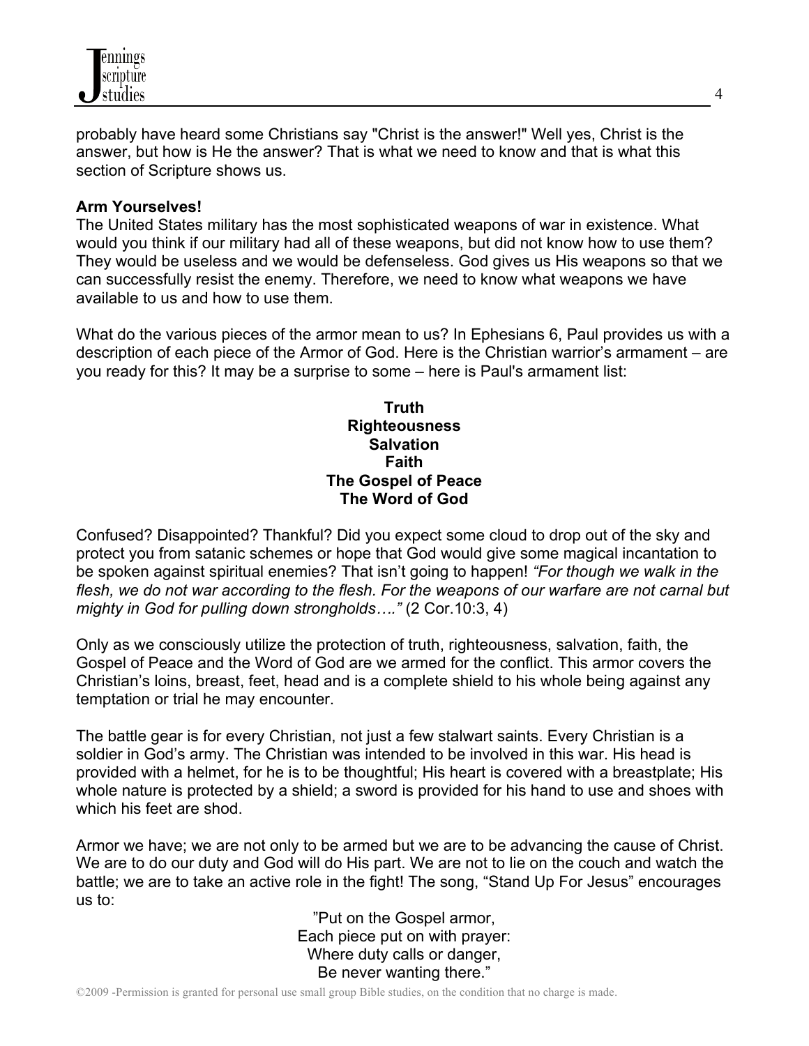probably have heard some Christians say "Christ is the answer!" Well yes, Christ is the answer, but how is He the answer? That is what we need to know and that is what this section of Scripture shows us.

**Arm Yourselves!**

The United States military has the most sophisticated weapons of war in existence. What would you think if our military had all of these weapons, but did not know how to use them? They would be useless and we would be defenseless. God gives us His weapons so that we can successfully resist the enemy. Therefore, we need to know what weapons we have available to us and how to use them.

What do the various pieces of the armor mean to us? In Ephesians 6, Paul provides us with a description of each piece of the Armor of God. Here is the Christian warrior's armament – are you ready for this? It may be a surprise to some – here is Paul's armament list:

**Truth**
**Righteousness**
**Salvation**
**Faith**
**The Gospel of Peace**
**The Word of God**

Confused? Disappointed? Thankful? Did you expect some cloud to drop out of the sky and protect you from satanic schemes or hope that God would give some magical incantation to be spoken against spiritual enemies? That isn't going to happen! *"For though we walk in the flesh, we do not war according to the flesh. For the weapons of our warfare are not carnal but mighty in God for pulling down strongholds…."* (2 Cor.10:3, 4)

Only as we consciously utilize the protection of truth, righteousness, salvation, faith, the Gospel of Peace and the Word of God are we armed for the conflict. This armor covers the Christian's loins, breast, feet, head and is a complete shield to his whole being against any temptation or trial he may encounter.

The battle gear is for every Christian, not just a few stalwart saints. Every Christian is a soldier in God's army. The Christian was intended to be involved in this war. His head is provided with a helmet, for he is to be thoughtful; His heart is covered with a breastplate; His whole nature is protected by a shield; a sword is provided for his hand to use and shoes with which his feet are shod.

Armor we have; we are not only to be armed but we are to be advancing the cause of Christ. We are to do our duty and God will do His part. We are not to lie on the couch and watch the battle; we are to take an active role in the fight! The song, "Stand Up For Jesus" encourages us to:

"Put on the Gospel armor,
Each piece put on with prayer:
Where duty calls or danger,
Be never wanting there."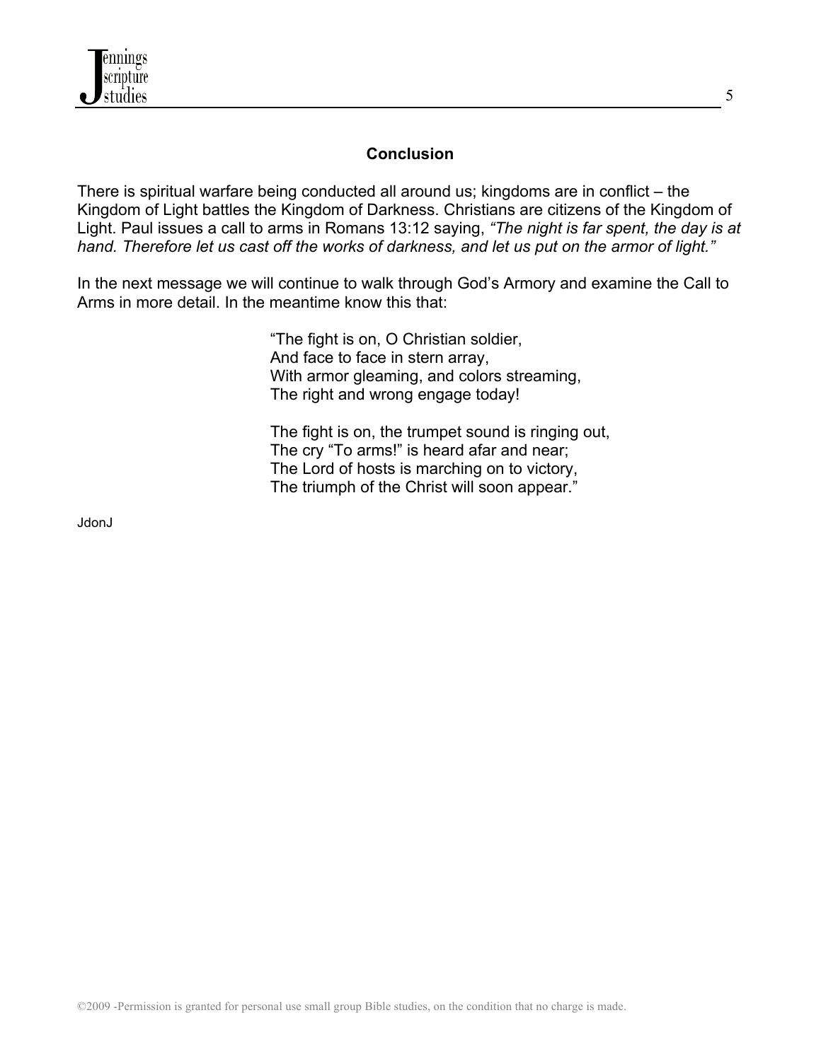## Conclusion

There is spiritual warfare being conducted all around us; kingdoms are in conflict – the Kingdom of Light battles the Kingdom of Darkness. Christians are citizens of the Kingdom of Light. Paul issues a call to arms in Romans 13:12 saying, *"The night is far spent, the day is at hand. Therefore let us cast off the works of darkness, and let us put on the armor of light."*

In the next message we will continue to walk through God's Armory and examine the Call to Arms in more detail. In the meantime know this that:

> "The fight is on, O Christian soldier,
> And face to face in stern array,
> With armor gleaming, and colors streaming,
> The right and wrong engage today!
>
> The fight is on, the trumpet sound is ringing out,
> The cry "To arms!" is heard afar and near;
> The Lord of hosts is marching on to victory,
> The triumph of the Christ will soon appear."

JdonJ

©2009 -Permission is granted for personal use small group Bible studies, on the condition that no charge is made.